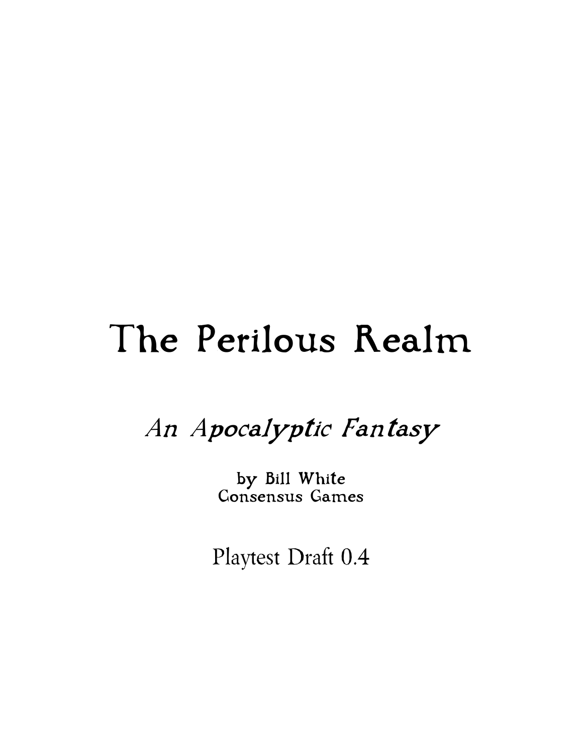# The Perilous Realm

## *An Apocalyptic Fantasy*

by Bill White
Consensus Games

Playtest Draft 0.4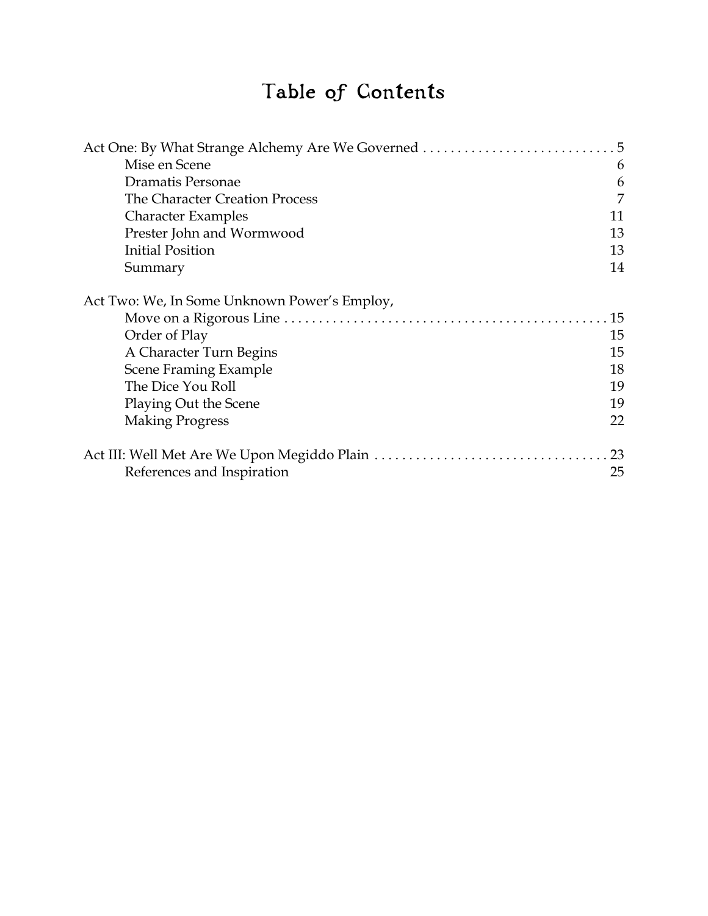# Table of Contents

Act One: By What Strange Alchemy Are We Governed . . . . . . . . . . . . . . . . . . . . . . . . . . . . 5

- Mise en Scene 6
- Dramatis Personae 6
- The Character Creation Process 7
- Character Examples 11
- Prester John and Wormwood 13
- Initial Position 13
- Summary 14

Act Two: We, In Some Unknown Power's Employ,
Move on a Rigorous Line . . . . . . . . . . . . . . . . . . . . . . . . . . . . . . . . . . . . . . . . . . . . . . 15

- Order of Play 15
- A Character Turn Begins 15
- Scene Framing Example 18
- The Dice You Roll 19
- Playing Out the Scene 19
- Making Progress 22

Act III: Well Met Are We Upon Megiddo Plain . . . . . . . . . . . . . . . . . . . . . . . . . . . . . . . . . 23

- References and Inspiration 25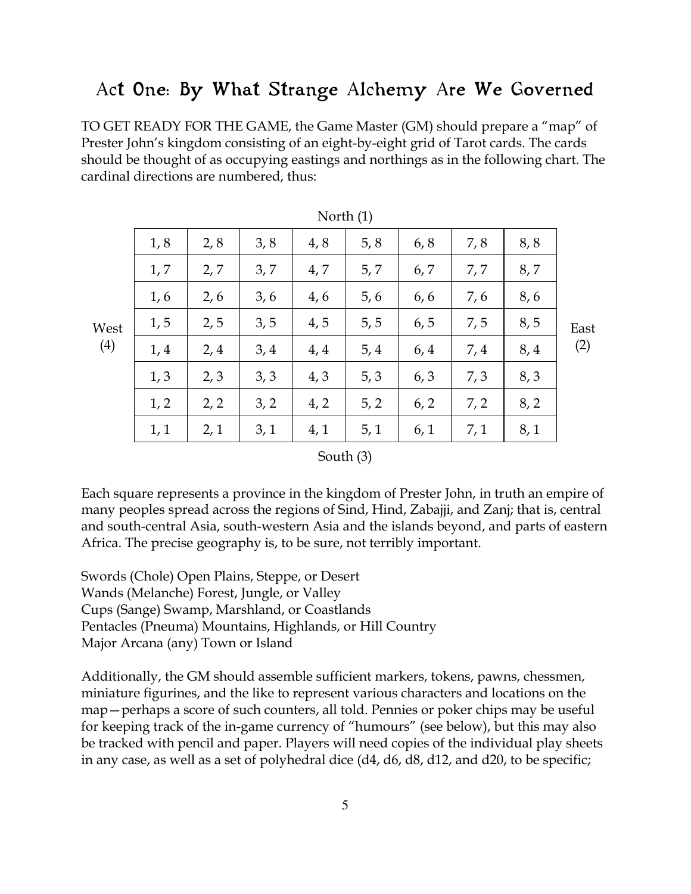## Act One: By What Strange Alchemy Are We Governed

TO GET READY FOR THE GAME, the Game Master (GM) should prepare a "map" of Prester John's kingdom consisting of an eight-by-eight grid of Tarot cards. The cards should be thought of as occupying eastings and northings as in the following chart. The cardinal directions are numbered, thus:

North (1)

| | | | | | | | | |
|---|---|---|---|---|---|---|---|---|
| | 1, 8 | 2, 8 | 3, 8 | 4, 8 | 5, 8 | 6, 8 | 7, 8 | 8, 8 |
| | 1, 7 | 2, 7 | 3, 7 | 4, 7 | 5, 7 | 6, 7 | 7, 7 | 8, 7 |
| | 1, 6 | 2, 6 | 3, 6 | 4, 6 | 5, 6 | 6, 6 | 7, 6 | 8, 6 |
| West (4) | 1, 5 | 2, 5 | 3, 5 | 4, 5 | 5, 5 | 6, 5 | 7, 5 | 8, 5 |
| | 1, 4 | 2, 4 | 3, 4 | 4, 4 | 5, 4 | 6, 4 | 7, 4 | 8, 4 |
| | 1, 3 | 2, 3 | 3, 3 | 4, 3 | 5, 3 | 6, 3 | 7, 3 | 8, 3 |
| | 1, 2 | 2, 2 | 3, 2 | 4, 2 | 5, 2 | 6, 2 | 7, 2 | 8, 2 |
| | 1, 1 | 2, 1 | 3, 1 | 4, 1 | 5, 1 | 6, 1 | 7, 1 | 8, 1 |

East (2)

South (3)

Each square represents a province in the kingdom of Prester John, in truth an empire of many peoples spread across the regions of Sind, Hind, Zabajji, and Zanj; that is, central and south-central Asia, south-western Asia and the islands beyond, and parts of eastern Africa. The precise geography is, to be sure, not terribly important.

Swords (Chole) Open Plains, Steppe, or Desert
Wands (Melanche) Forest, Jungle, or Valley
Cups (Sange) Swamp, Marshland, or Coastlands
Pentacles (Pneuma) Mountains, Highlands, or Hill Country
Major Arcana (any) Town or Island

Additionally, the GM should assemble sufficient markers, tokens, pawns, chessmen, miniature figurines, and the like to represent various characters and locations on the map—perhaps a score of such counters, all told. Pennies or poker chips may be useful for keeping track of the in-game currency of "humours" (see below), but this may also be tracked with pencil and paper. Players will need copies of the individual play sheets in any case, as well as a set of polyhedral dice (d4, d6, d8, d12, and d20, to be specific;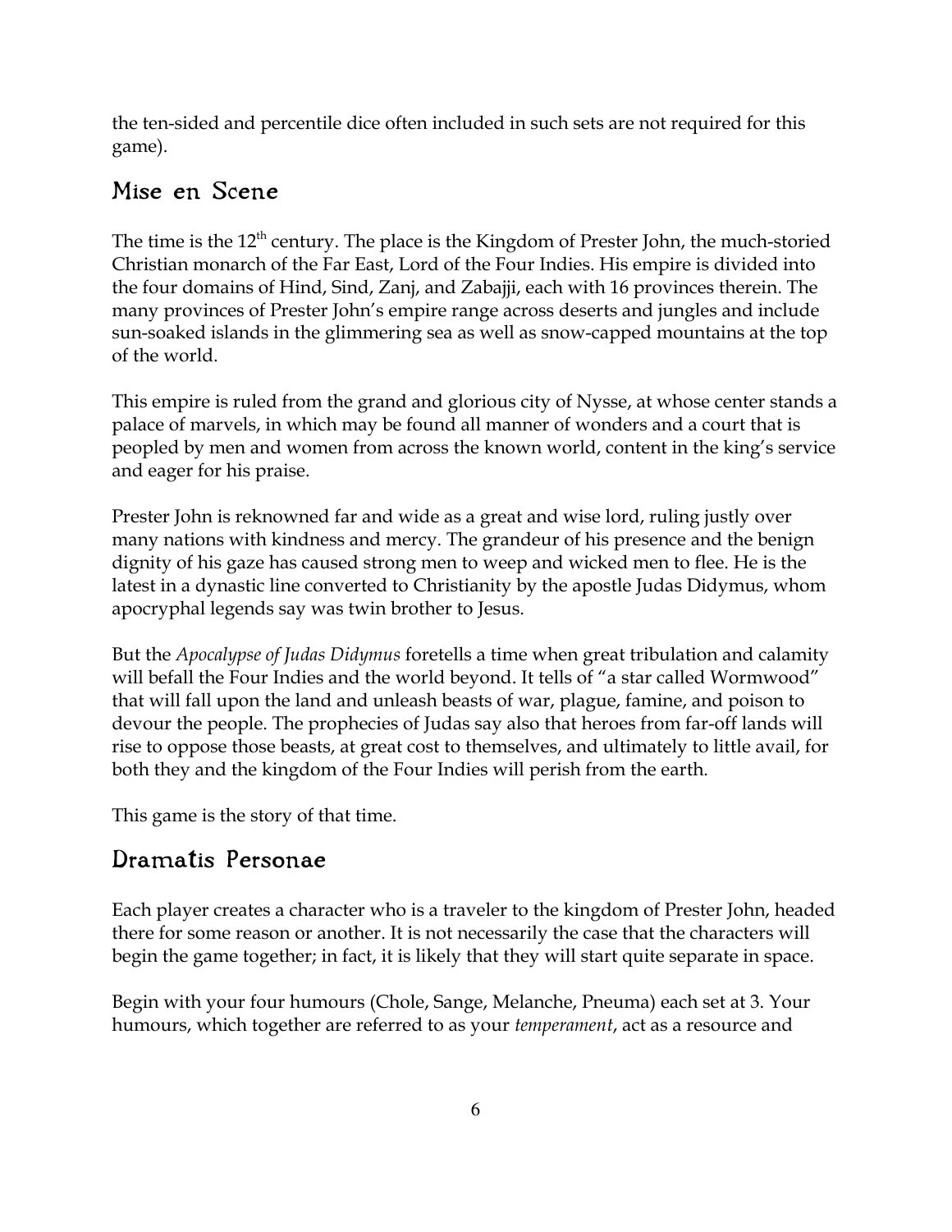the ten-sided and percentile dice often included in such sets are not required for this game).

## Mise en Scene

The time is the 12th century. The place is the Kingdom of Prester John, the much-storied Christian monarch of the Far East, Lord of the Four Indies. His empire is divided into the four domains of Hind, Sind, Zanj, and Zabajji, each with 16 provinces therein. The many provinces of Prester John's empire range across deserts and jungles and include sun-soaked islands in the glimmering sea as well as snow-capped mountains at the top of the world.

This empire is ruled from the grand and glorious city of Nysse, at whose center stands a palace of marvels, in which may be found all manner of wonders and a court that is peopled by men and women from across the known world, content in the king's service and eager for his praise.

Prester John is reknowned far and wide as a great and wise lord, ruling justly over many nations with kindness and mercy. The grandeur of his presence and the benign dignity of his gaze has caused strong men to weep and wicked men to flee. He is the latest in a dynastic line converted to Christianity by the apostle Judas Didymus, whom apocryphal legends say was twin brother to Jesus.

But the *Apocalypse of Judas Didymus* foretells a time when great tribulation and calamity will befall the Four Indies and the world beyond. It tells of "a star called Wormwood" that will fall upon the land and unleash beasts of war, plague, famine, and poison to devour the people. The prophecies of Judas say also that heroes from far-off lands will rise to oppose those beasts, at great cost to themselves, and ultimately to little avail, for both they and the kingdom of the Four Indies will perish from the earth.

This game is the story of that time.

## Dramatis Personae

Each player creates a character who is a traveler to the kingdom of Prester John, headed there for some reason or another. It is not necessarily the case that the characters will begin the game together; in fact, it is likely that they will start quite separate in space.

Begin with your four humours (Chole, Sange, Melanche, Pneuma) each set at 3. Your humours, which together are referred to as your *temperament*, act as a resource and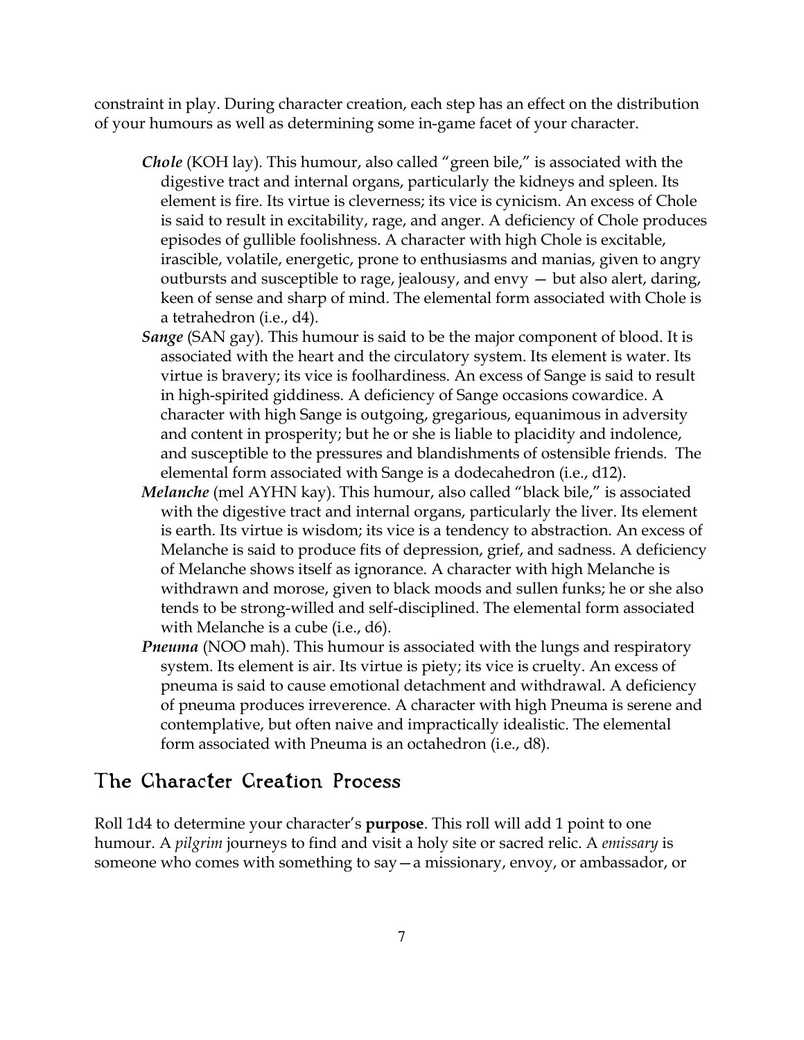constraint in play. During character creation, each step has an effect on the distribution of your humours as well as determining some in-game facet of your character.

- ***Chole*** (KOH lay). This humour, also called "green bile," is associated with the digestive tract and internal organs, particularly the kidneys and spleen. Its element is fire. Its virtue is cleverness; its vice is cynicism. An excess of Chole is said to result in excitability, rage, and anger. A deficiency of Chole produces episodes of gullible foolishness. A character with high Chole is excitable, irascible, volatile, energetic, prone to enthusiasms and manias, given to angry outbursts and susceptible to rage, jealousy, and envy — but also alert, daring, keen of sense and sharp of mind. The elemental form associated with Chole is a tetrahedron (i.e., d4).
- ***Sange*** (SAN gay). This humour is said to be the major component of blood. It is associated with the heart and the circulatory system. Its element is water. Its virtue is bravery; its vice is foolhardiness. An excess of Sange is said to result in high-spirited giddiness. A deficiency of Sange occasions cowardice. A character with high Sange is outgoing, gregarious, equanimous in adversity and content in prosperity; but he or she is liable to placidity and indolence, and susceptible to the pressures and blandishments of ostensible friends. The elemental form associated with Sange is a dodecahedron (i.e., d12).
- ***Melanche*** (mel AYHN kay). This humour, also called "black bile," is associated with the digestive tract and internal organs, particularly the liver. Its element is earth. Its virtue is wisdom; its vice is a tendency to abstraction. An excess of Melanche is said to produce fits of depression, grief, and sadness. A deficiency of Melanche shows itself as ignorance. A character with high Melanche is withdrawn and morose, given to black moods and sullen funks; he or she also tends to be strong-willed and self-disciplined. The elemental form associated with Melanche is a cube (i.e., d6).
- ***Pneuma*** (NOO mah). This humour is associated with the lungs and respiratory system. Its element is air. Its virtue is piety; its vice is cruelty. An excess of pneuma is said to cause emotional detachment and withdrawal. A deficiency of pneuma produces irreverence. A character with high Pneuma is serene and contemplative, but often naive and impractically idealistic. The elemental form associated with Pneuma is an octahedron (i.e., d8).

## The Character Creation Process

Roll 1d4 to determine your character's **purpose**. This roll will add 1 point to one humour. A *pilgrim* journeys to find and visit a holy site or sacred relic. A *emissary* is someone who comes with something to say—a missionary, envoy, or ambassador, or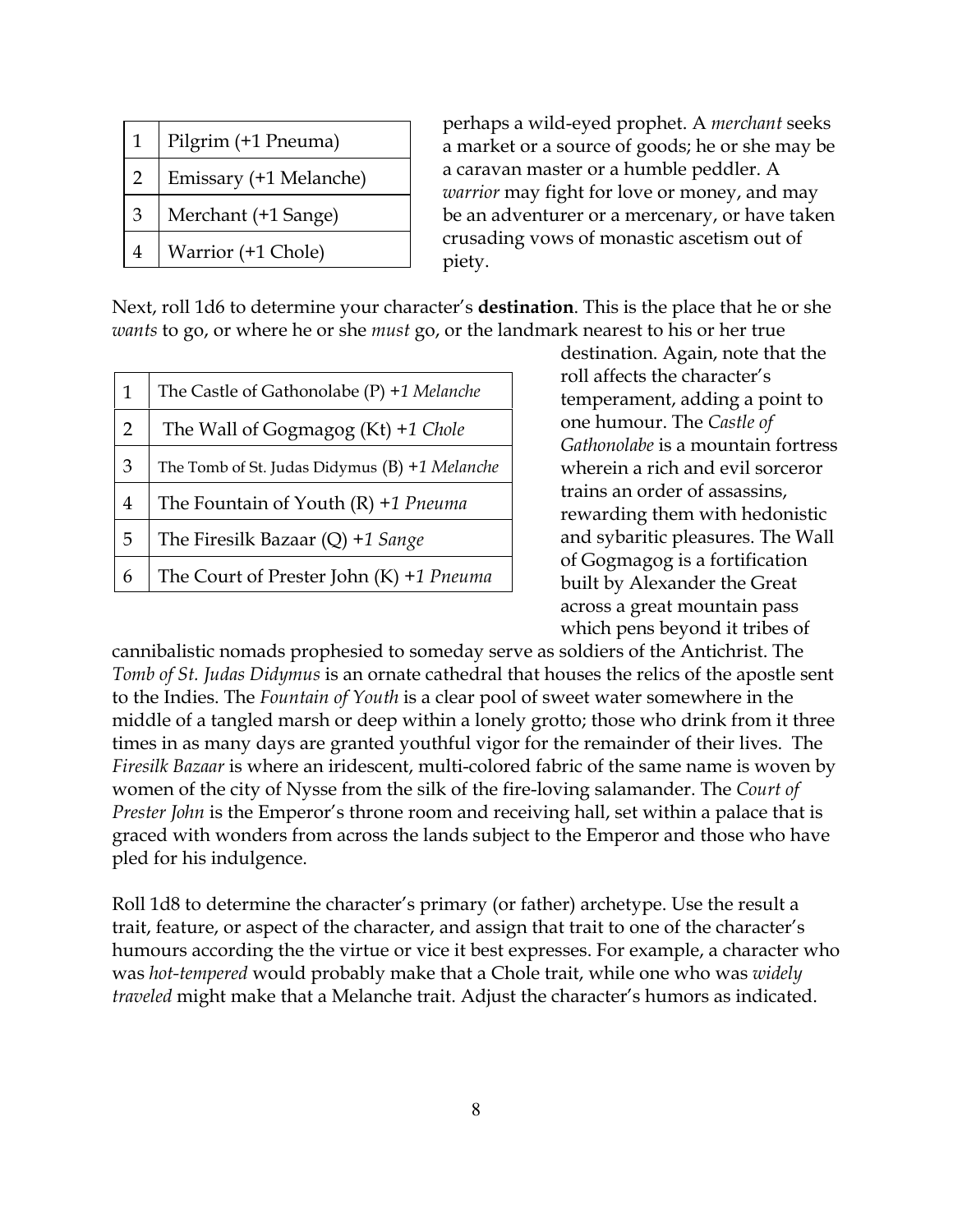| | |
|---|---|
| 1 | Pilgrim (+1 Pneuma) |
| 2 | Emissary (+1 Melanche) |
| 3 | Merchant (+1 Sange) |
| 4 | Warrior (+1 Chole) |

perhaps a wild-eyed prophet. A *merchant* seeks a market or a source of goods; he or she may be a caravan master or a humble peddler. A *warrior* may fight for love or money, and may be an adventurer or a mercenary, or have taken crusading vows of monastic ascetism out of piety.

Next, roll 1d6 to determine your character's **destination**. This is the place that he or she *wants* to go, or where he or she *must* go, or the landmark nearest to his or her true destination. Again, note that the roll affects the character's temperament, adding a point to one humour.

| | |
|---|---|
| 1 | The Castle of Gathonolabe (P) *+1 Melanche* |
| 2 | The Wall of Gogmagog (Kt) *+1 Chole* |
| 3 | The Tomb of St. Judas Didymus (B) *+1 Melanche* |
| 4 | The Fountain of Youth (R) *+1 Pneuma* |
| 5 | The Firesilk Bazaar (Q) *+1 Sange* |
| 6 | The Court of Prester John (K) *+1 Pneuma* |

The *Castle of Gathonolabe* is a mountain fortress wherein a rich and evil sorceror trains an order of assassins, rewarding them with hedonistic and sybaritic pleasures. The Wall of Gogmagog is a fortification built by Alexander the Great across a great mountain pass which pens beyond it tribes of cannibalistic nomads prophesied to someday serve as soldiers of the Antichrist. The *Tomb of St. Judas Didymus* is an ornate cathedral that houses the relics of the apostle sent to the Indies. The *Fountain of Youth* is a clear pool of sweet water somewhere in the middle of a tangled marsh or deep within a lonely grotto; those who drink from it three times in as many days are granted youthful vigor for the remainder of their lives. The *Firesilk Bazaar* is where an iridescent, multi-colored fabric of the same name is woven by women of the city of Nysse from the silk of the fire-loving salamander. The *Court of Prester John* is the Emperor's throne room and receiving hall, set within a palace that is graced with wonders from across the lands subject to the Emperor and those who have pled for his indulgence.

Roll 1d8 to determine the character's primary (or father) archetype. Use the result a trait, feature, or aspect of the character, and assign that trait to one of the character's humours according the the virtue or vice it best expresses. For example, a character who was *hot-tempered* would probably make that a Chole trait, while one who was *widely traveled* might make that a Melanche trait. Adjust the character's humors as indicated.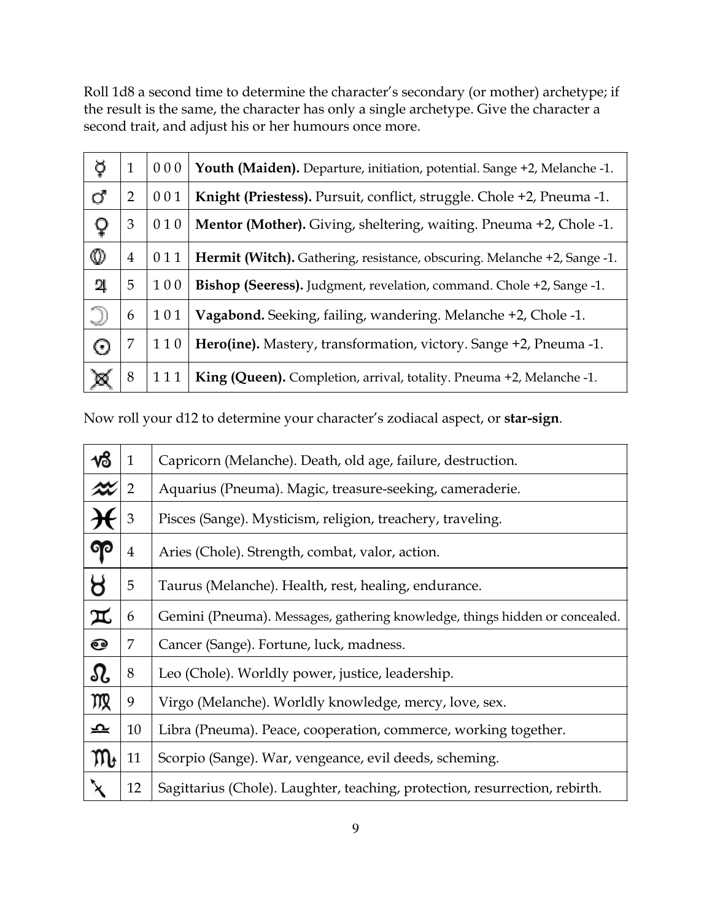Roll 1d8 a second time to determine the character's secondary (or mother) archetype; if the result is the same, the character has only a single archetype. Give the character a second trait, and adjust his or her humours once more.

| | | | |
|---|---|---|---|
| ☿ | 1 | 0 0 0 | **Youth (Maiden).** Departure, initiation, potential. Sange +2, Melanche -1. |
| ♂ | 2 | 0 0 1 | **Knight (Priestess).** Pursuit, conflict, struggle. Chole +2, Pneuma -1. |
| ♀ | 3 | 0 1 0 | **Mentor (Mother).** Giving, sheltering, waiting. Pneuma +2, Chole -1. |
| ♁ | 4 | 0 1 1 | **Hermit (Witch).** Gathering, resistance, obscuring. Melanche +2, Sange -1. |
| ♃ | 5 | 1 0 0 | **Bishop (Seeress).** Judgment, revelation, command. Chole +2, Sange -1. |
| ☽ | 6 | 1 0 1 | **Vagabond.** Seeking, failing, wandering. Melanche +2, Chole -1. |
| ☉ | 7 | 1 1 0 | **Hero(ine).** Mastery, transformation, victory. Sange +2, Pneuma -1. |
| ⛝ | 8 | 1 1 1 | **King (Queen).** Completion, arrival, totality. Pneuma +2, Melanche -1. |

Now roll your d12 to determine your character's zodiacal aspect, or **star-sign**.

| | | |
|---|---|---|
| ♑ | 1 | Capricorn (Melanche). Death, old age, failure, destruction. |
| ♒ | 2 | Aquarius (Pneuma). Magic, treasure-seeking, cameraderie. |
| ♓ | 3 | Pisces (Sange). Mysticism, religion, treachery, traveling. |
| ♈ | 4 | Aries (Chole). Strength, combat, valor, action. |
| ♉ | 5 | Taurus (Melanche). Health, rest, healing, endurance. |
| ♊ | 6 | Gemini (Pneuma). Messages, gathering knowledge, things hidden or concealed. |
| ♋ | 7 | Cancer (Sange). Fortune, luck, madness. |
| ♌ | 8 | Leo (Chole). Worldly power, justice, leadership. |
| ♍ | 9 | Virgo (Melanche). Worldly knowledge, mercy, love, sex. |
| ♎ | 10 | Libra (Pneuma). Peace, cooperation, commerce, working together. |
| ♏ | 11 | Scorpio (Sange). War, vengeance, evil deeds, scheming. |
| ♐ | 12 | Sagittarius (Chole). Laughter, teaching, protection, resurrection, rebirth. |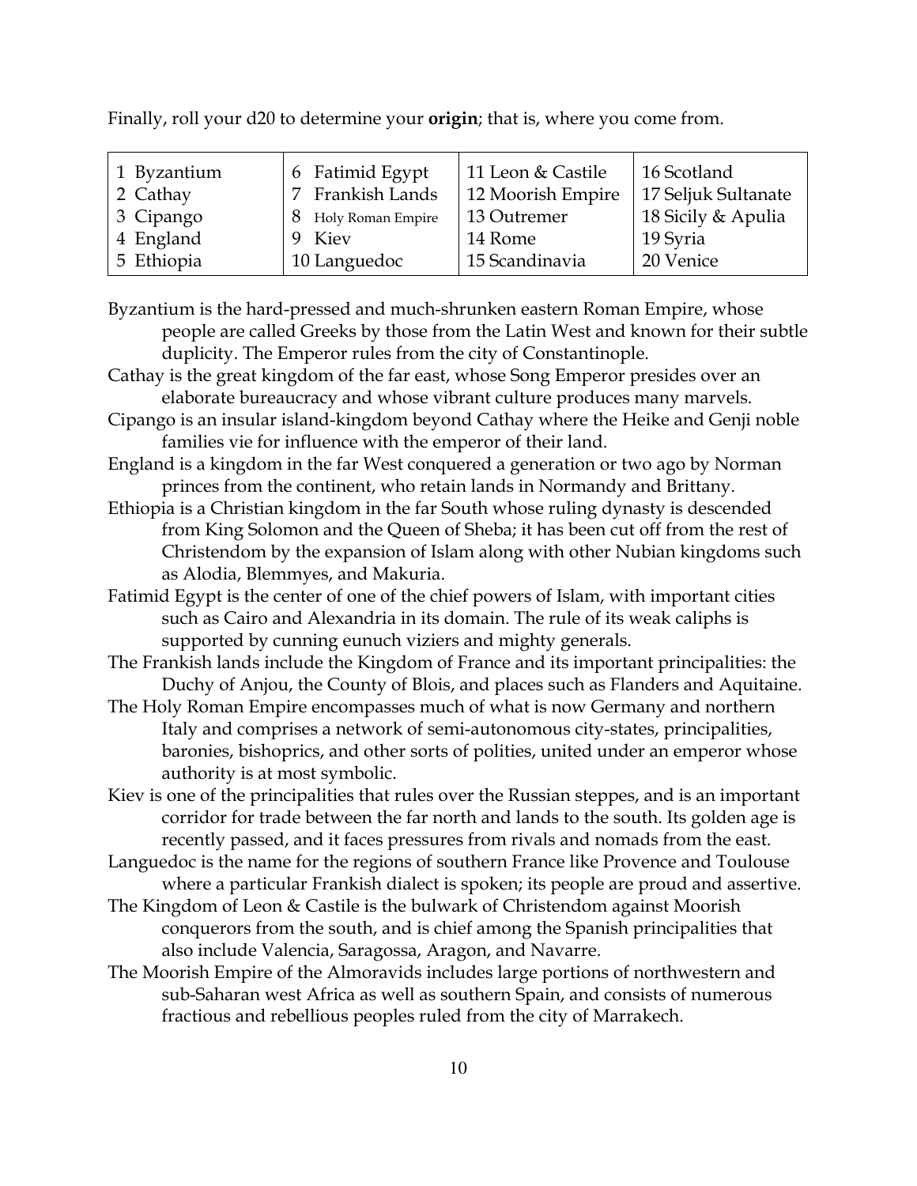Finally, roll your d20 to determine your **origin**; that is, where you come from.

| | | | |
|---|---|---|---|
| 1 Byzantium | 6 Fatimid Egypt | 11 Leon & Castile | 16 Scotland |
| 2 Cathay | 7 Frankish Lands | 12 Moorish Empire | 17 Seljuk Sultanate |
| 3 Cipango | 8 Holy Roman Empire | 13 Outremer | 18 Sicily & Apulia |
| 4 England | 9 Kiev | 14 Rome | 19 Syria |
| 5 Ethiopia | 10 Languedoc | 15 Scandinavia | 20 Venice |

Byzantium is the hard-pressed and much-shrunken eastern Roman Empire, whose people are called Greeks by those from the Latin West and known for their subtle duplicity. The Emperor rules from the city of Constantinople.

Cathay is the great kingdom of the far east, whose Song Emperor presides over an elaborate bureaucracy and whose vibrant culture produces many marvels.

Cipango is an insular island-kingdom beyond Cathay where the Heike and Genji noble families vie for influence with the emperor of their land.

England is a kingdom in the far West conquered a generation or two ago by Norman princes from the continent, who retain lands in Normandy and Brittany.

Ethiopia is a Christian kingdom in the far South whose ruling dynasty is descended from King Solomon and the Queen of Sheba; it has been cut off from the rest of Christendom by the expansion of Islam along with other Nubian kingdoms such as Alodia, Blemmyes, and Makuria.

Fatimid Egypt is the center of one of the chief powers of Islam, with important cities such as Cairo and Alexandria in its domain. The rule of its weak caliphs is supported by cunning eunuch viziers and mighty generals.

The Frankish lands include the Kingdom of France and its important principalities: the Duchy of Anjou, the County of Blois, and places such as Flanders and Aquitaine.

The Holy Roman Empire encompasses much of what is now Germany and northern Italy and comprises a network of semi-autonomous city-states, principalities, baronies, bishoprics, and other sorts of polities, united under an emperor whose authority is at most symbolic.

Kiev is one of the principalities that rules over the Russian steppes, and is an important corridor for trade between the far north and lands to the south. Its golden age is recently passed, and it faces pressures from rivals and nomads from the east.

Languedoc is the name for the regions of southern France like Provence and Toulouse where a particular Frankish dialect is spoken; its people are proud and assertive.

The Kingdom of Leon & Castile is the bulwark of Christendom against Moorish conquerors from the south, and is chief among the Spanish principalities that also include Valencia, Saragossa, Aragon, and Navarre.

The Moorish Empire of the Almoravids includes large portions of northwestern and sub-Saharan west Africa as well as southern Spain, and consists of numerous fractious and rebellious peoples ruled from the city of Marrakech.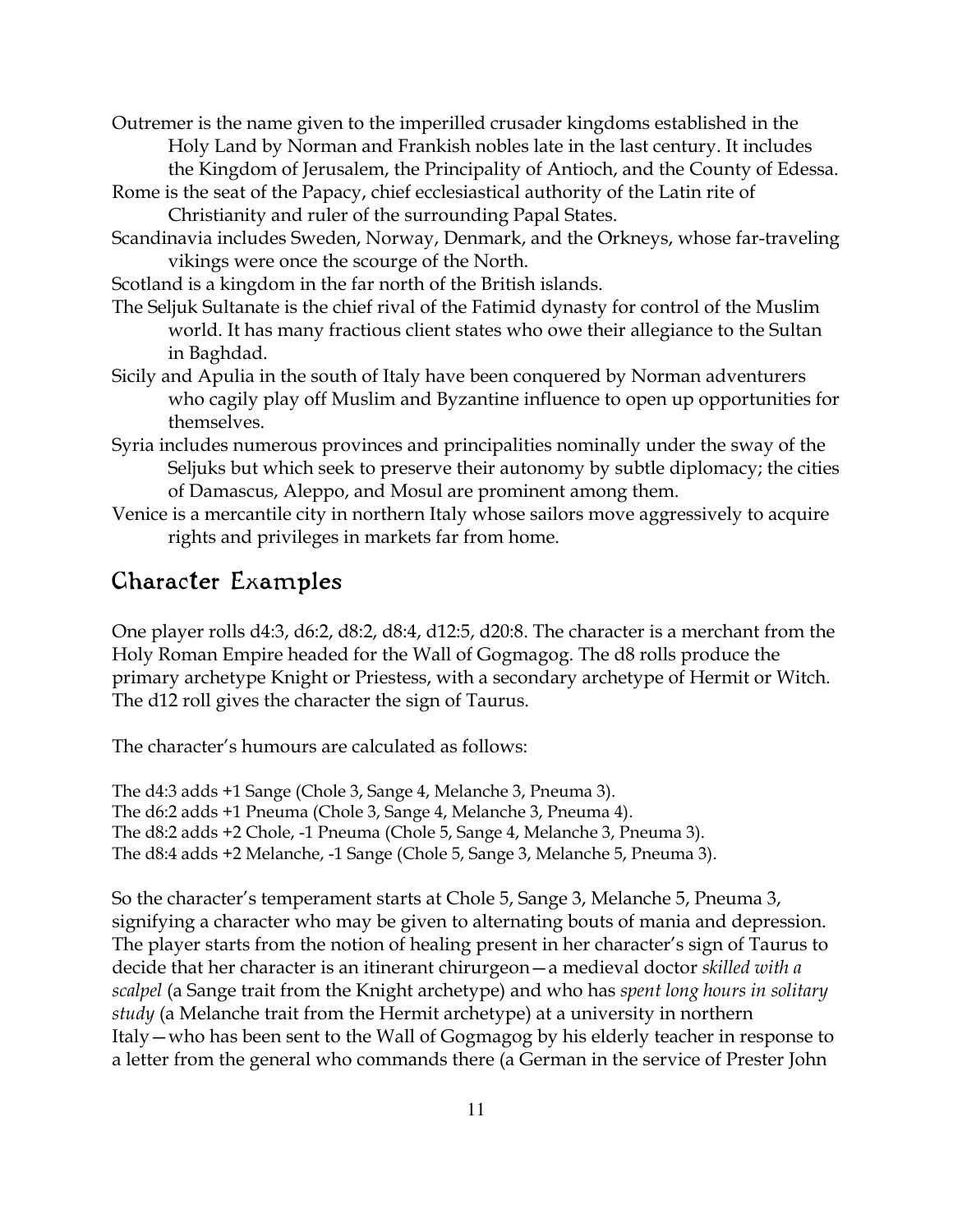Outremer is the name given to the imperilled crusader kingdoms established in the Holy Land by Norman and Frankish nobles late in the last century. It includes the Kingdom of Jerusalem, the Principality of Antioch, and the County of Edessa.

Rome is the seat of the Papacy, chief ecclesiastical authority of the Latin rite of Christianity and ruler of the surrounding Papal States.

Scandinavia includes Sweden, Norway, Denmark, and the Orkneys, whose far-traveling vikings were once the scourge of the North.

Scotland is a kingdom in the far north of the British islands.

The Seljuk Sultanate is the chief rival of the Fatimid dynasty for control of the Muslim world. It has many fractious client states who owe their allegiance to the Sultan in Baghdad.

Sicily and Apulia in the south of Italy have been conquered by Norman adventurers who cagily play off Muslim and Byzantine influence to open up opportunities for themselves.

Syria includes numerous provinces and principalities nominally under the sway of the Seljuks but which seek to preserve their autonomy by subtle diplomacy; the cities of Damascus, Aleppo, and Mosul are prominent among them.

Venice is a mercantile city in northern Italy whose sailors move aggressively to acquire rights and privileges in markets far from home.

## Character Examples

One player rolls d4:3, d6:2, d8:2, d8:4, d12:5, d20:8. The character is a merchant from the Holy Roman Empire headed for the Wall of Gogmagog. The d8 rolls produce the primary archetype Knight or Priestess, with a secondary archetype of Hermit or Witch. The d12 roll gives the character the sign of Taurus.

The character's humours are calculated as follows:

The d4:3 adds +1 Sange (Chole 3, Sange 4, Melanche 3, Pneuma 3).
The d6:2 adds +1 Pneuma (Chole 3, Sange 4, Melanche 3, Pneuma 4).
The d8:2 adds +2 Chole, -1 Pneuma (Chole 5, Sange 4, Melanche 3, Pneuma 3).
The d8:4 adds +2 Melanche, -1 Sange (Chole 5, Sange 3, Melanche 5, Pneuma 3).

So the character's temperament starts at Chole 5, Sange 3, Melanche 5, Pneuma 3, signifying a character who may be given to alternating bouts of mania and depression. The player starts from the notion of healing present in her character's sign of Taurus to decide that her character is an itinerant chirurgeon—a medieval doctor *skilled with a scalpel* (a Sange trait from the Knight archetype) and who has *spent long hours in solitary study* (a Melanche trait from the Hermit archetype) at a university in northern Italy—who has been sent to the Wall of Gogmagog by his elderly teacher in response to a letter from the general who commands there (a German in the service of Prester John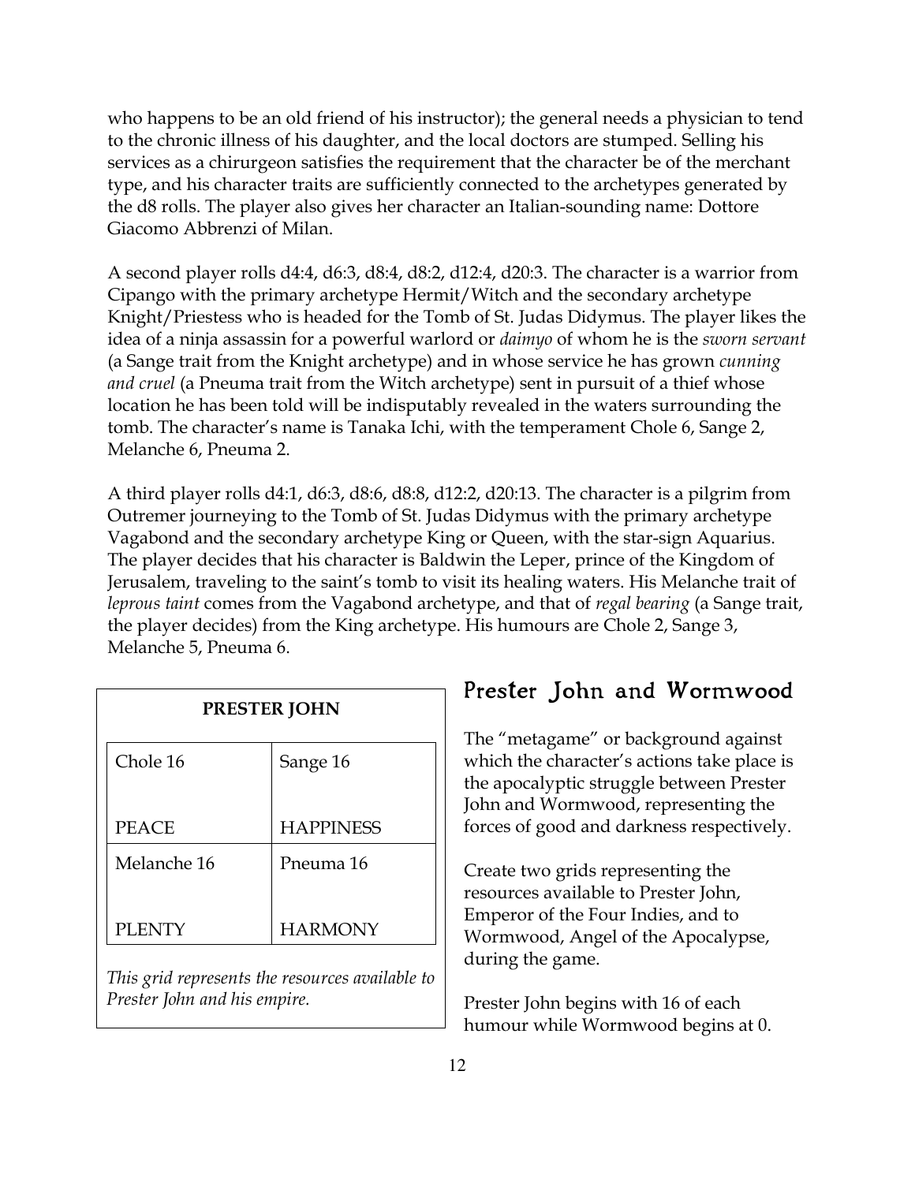who happens to be an old friend of his instructor); the general needs a physician to tend to the chronic illness of his daughter, and the local doctors are stumped. Selling his services as a chirurgeon satisfies the requirement that the character be of the merchant type, and his character traits are sufficiently connected to the archetypes generated by the d8 rolls. The player also gives her character an Italian-sounding name: Dottore Giacomo Abbrenzi of Milan.

A second player rolls d4:4, d6:3, d8:4, d8:2, d12:4, d20:3. The character is a warrior from Cipango with the primary archetype Hermit/Witch and the secondary archetype Knight/Priestess who is headed for the Tomb of St. Judas Didymus. The player likes the idea of a ninja assassin for a powerful warlord or *daimyo* of whom he is the *sworn servant* (a Sange trait from the Knight archetype) and in whose service he has grown *cunning and cruel* (a Pneuma trait from the Witch archetype) sent in pursuit of a thief whose location he has been told will be indisputably revealed in the waters surrounding the tomb. The character's name is Tanaka Ichi, with the temperament Chole 6, Sange 2, Melanche 6, Pneuma 2.

A third player rolls d4:1, d6:3, d8:6, d8:8, d12:2, d20:13. The character is a pilgrim from Outremer journeying to the Tomb of St. Judas Didymus with the primary archetype Vagabond and the secondary archetype King or Queen, with the star-sign Aquarius. The player decides that his character is Baldwin the Leper, prince of the Kingdom of Jerusalem, traveling to the saint's tomb to visit its healing waters. His Melanche trait of *leprous taint* comes from the Vagabond archetype, and that of *regal bearing* (a Sange trait, the player decides) from the King archetype. His humours are Chole 2, Sange 3, Melanche 5, Pneuma 6.

## Prester John and Wormwood

The "metagame" or background against which the character's actions take place is the apocalyptic struggle between Prester John and Wormwood, representing the forces of good and darkness respectively.

Create two grids representing the resources available to Prester John, Emperor of the Four Indies, and to Wormwood, Angel of the Apocalypse, during the game.

Prester John begins with 16 of each humour while Wormwood begins at 0.

**PRESTER JOHN**

| | |
|---|---|
| Chole 16<br><br>PEACE | Sange 16<br><br>HAPPINESS |
| Melanche 16<br><br>PLENTY | Pneuma 16<br><br>HARMONY |

*This grid represents the resources available to Prester John and his empire.*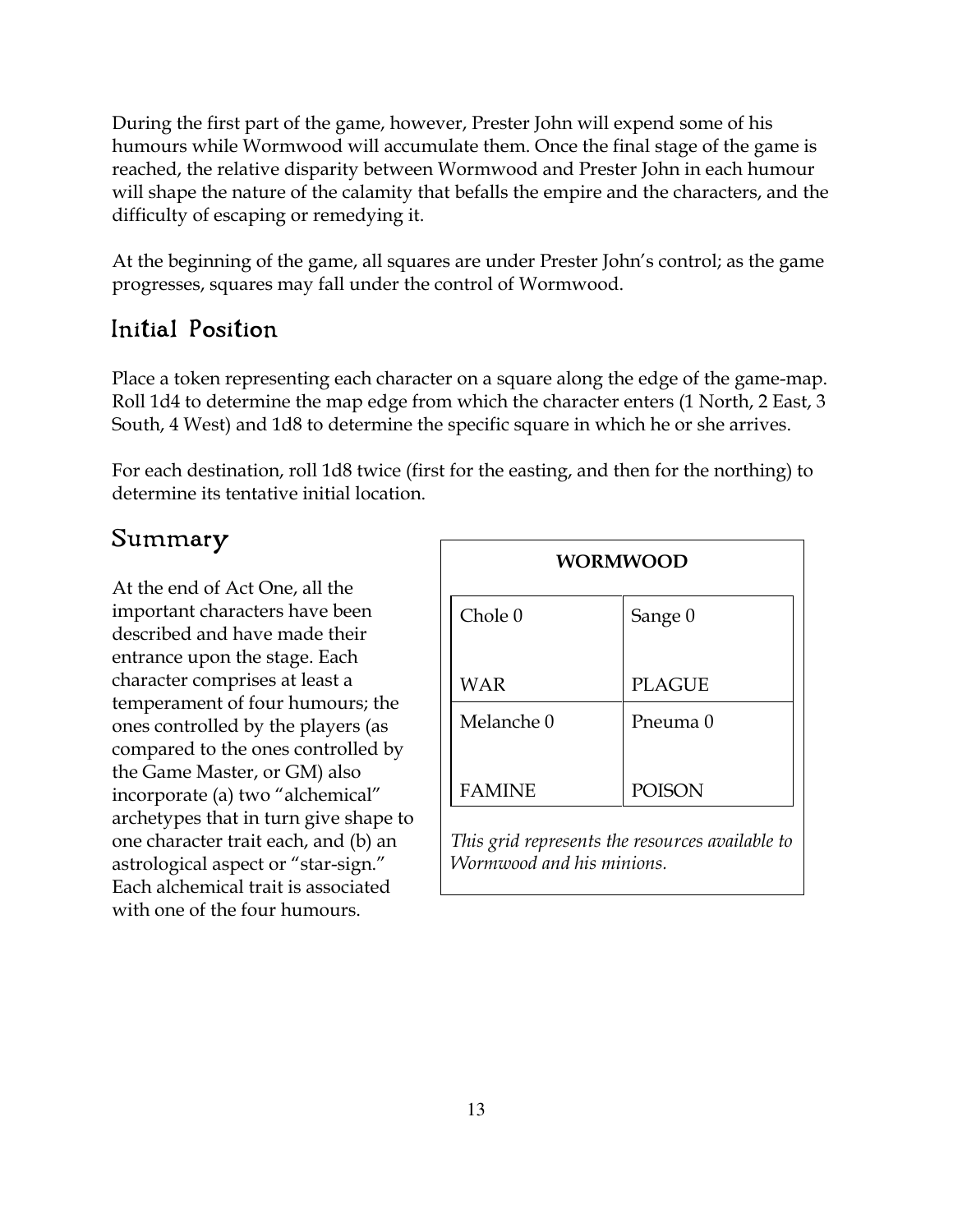During the first part of the game, however, Prester John will expend some of his humours while Wormwood will accumulate them. Once the final stage of the game is reached, the relative disparity between Wormwood and Prester John in each humour will shape the nature of the calamity that befalls the empire and the characters, and the difficulty of escaping or remedying it.

At the beginning of the game, all squares are under Prester John's control; as the game progresses, squares may fall under the control of Wormwood.

## Initial Position

Place a token representing each character on a square along the edge of the game-map. Roll 1d4 to determine the map edge from which the character enters (1 North, 2 East, 3 South, 4 West) and 1d8 to determine the specific square in which he or she arrives.

For each destination, roll 1d8 twice (first for the easting, and then for the northing) to determine its tentative initial location.

## Summary

At the end of Act One, all the important characters have been described and have made their entrance upon the stage. Each character comprises at least a temperament of four humours; the ones controlled by the players (as compared to the ones controlled by the Game Master, or GM) also incorporate (a) two "alchemical" archetypes that in turn give shape to one character trait each, and (b) an astrological aspect or "star-sign." Each alchemical trait is associated with one of the four humours.

**WORMWOOD**

| | |
|---|---|
| Chole 0<br><br>WAR | Sange 0<br><br>PLAGUE |
| Melanche 0<br><br>FAMINE | Pneuma 0<br><br>POISON |

*This grid represents the resources available to Wormwood and his minions.*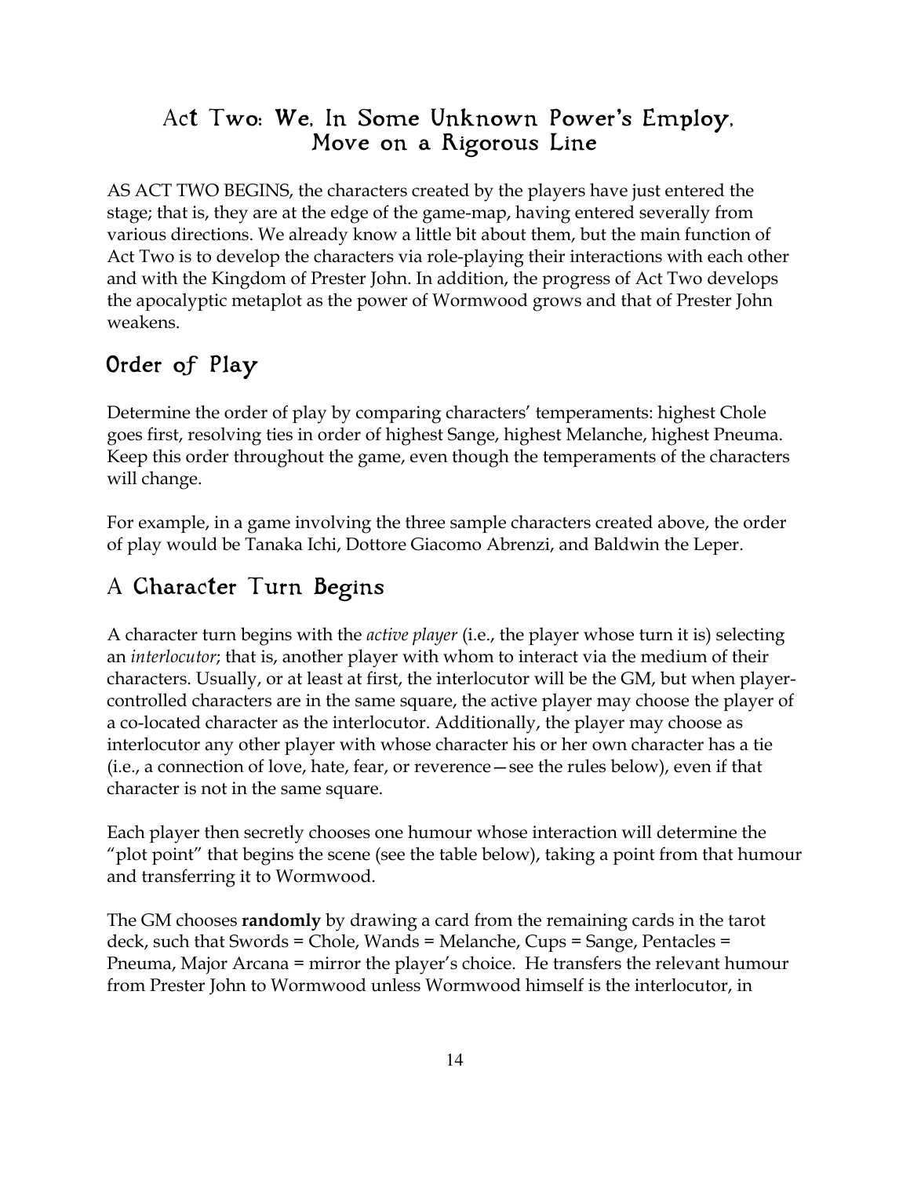# Act Two: We, In Some Unknown Power's Employ, Move on a Rigorous Line

AS ACT TWO BEGINS, the characters created by the players have just entered the stage; that is, they are at the edge of the game-map, having entered severally from various directions. We already know a little bit about them, but the main function of Act Two is to develop the characters via role-playing their interactions with each other and with the Kingdom of Prester John. In addition, the progress of Act Two develops the apocalyptic metaplot as the power of Wormwood grows and that of Prester John weakens.

## Order of Play

Determine the order of play by comparing characters' temperaments: highest Chole goes first, resolving ties in order of highest Sange, highest Melanche, highest Pneuma. Keep this order throughout the game, even though the temperaments of the characters will change.

For example, in a game involving the three sample characters created above, the order of play would be Tanaka Ichi, Dottore Giacomo Abrenzi, and Baldwin the Leper.

## A Character Turn Begins

A character turn begins with the *active player* (i.e., the player whose turn it is) selecting an *interlocutor*; that is, another player with whom to interact via the medium of their characters. Usually, or at least at first, the interlocutor will be the GM, but when player-controlled characters are in the same square, the active player may choose the player of a co-located character as the interlocutor. Additionally, the player may choose as interlocutor any other player with whose character his or her own character has a tie (i.e., a connection of love, hate, fear, or reverence—see the rules below), even if that character is not in the same square.

Each player then secretly chooses one humour whose interaction will determine the "plot point" that begins the scene (see the table below), taking a point from that humour and transferring it to Wormwood.

The GM chooses **randomly** by drawing a card from the remaining cards in the tarot deck, such that Swords = Chole, Wands = Melanche, Cups = Sange, Pentacles = Pneuma, Major Arcana = mirror the player's choice. He transfers the relevant humour from Prester John to Wormwood unless Wormwood himself is the interlocutor, in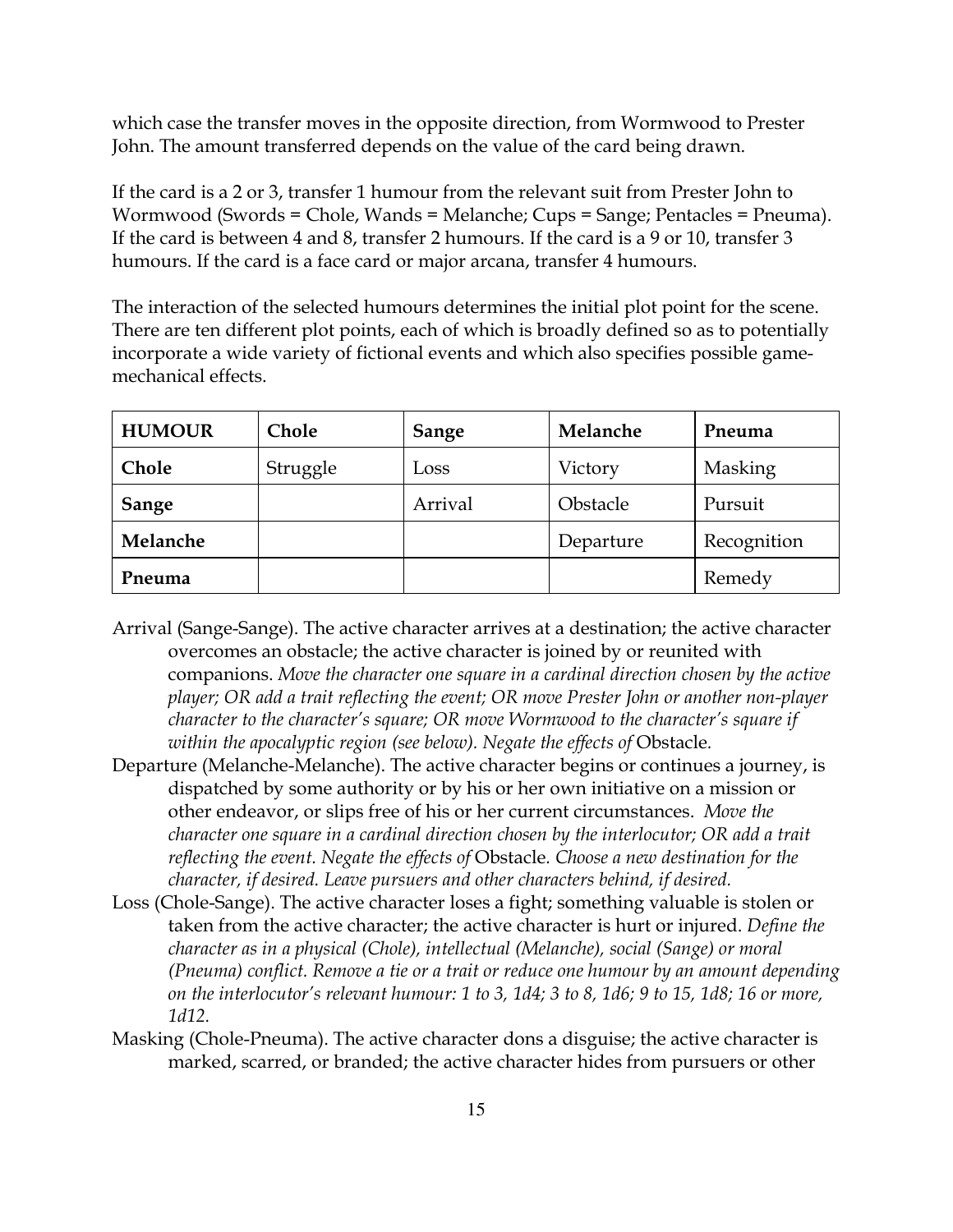which case the transfer moves in the opposite direction, from Wormwood to Prester John. The amount transferred depends on the value of the card being drawn.

If the card is a 2 or 3, transfer 1 humour from the relevant suit from Prester John to Wormwood (Swords = Chole, Wands = Melanche; Cups = Sange; Pentacles = Pneuma). If the card is between 4 and 8, transfer 2 humours. If the card is a 9 or 10, transfer 3 humours. If the card is a face card or major arcana, transfer 4 humours.

The interaction of the selected humours determines the initial plot point for the scene. There are ten different plot points, each of which is broadly defined so as to potentially incorporate a wide variety of fictional events and which also specifies possible game-mechanical effects.

| HUMOUR | Chole | Sange | Melanche | Pneuma |
|---|---|---|---|---|
| **Chole** | Struggle | Loss | Victory | Masking |
| **Sange** | | Arrival | Obstacle | Pursuit |
| **Melanche** | | | Departure | Recognition |
| **Pneuma** | | | | Remedy |

Arrival (Sange-Sange). The active character arrives at a destination; the active character overcomes an obstacle; the active character is joined by or reunited with companions. *Move the character one square in a cardinal direction chosen by the active player; OR add a trait reflecting the event; OR move Prester John or another non-player character to the character's square; OR move Wormwood to the character's square if within the apocalyptic region (see below). Negate the effects of* Obstacle.

Departure (Melanche-Melanche). The active character begins or continues a journey, is dispatched by some authority or by his or her own initiative on a mission or other endeavor, or slips free of his or her current circumstances. *Move the character one square in a cardinal direction chosen by the interlocutor; OR add a trait reflecting the event. Negate the effects of* Obstacle. *Choose a new destination for the character, if desired. Leave pursuers and other characters behind, if desired.*

Loss (Chole-Sange). The active character loses a fight; something valuable is stolen or taken from the active character; the active character is hurt or injured. *Define the character as in a physical (Chole), intellectual (Melanche), social (Sange) or moral (Pneuma) conflict. Remove a tie or a trait or reduce one humour by an amount depending on the interlocutor's relevant humour: 1 to 3, 1d4; 3 to 8, 1d6; 9 to 15, 1d8; 16 or more, 1d12.*

Masking (Chole-Pneuma). The active character dons a disguise; the active character is marked, scarred, or branded; the active character hides from pursuers or other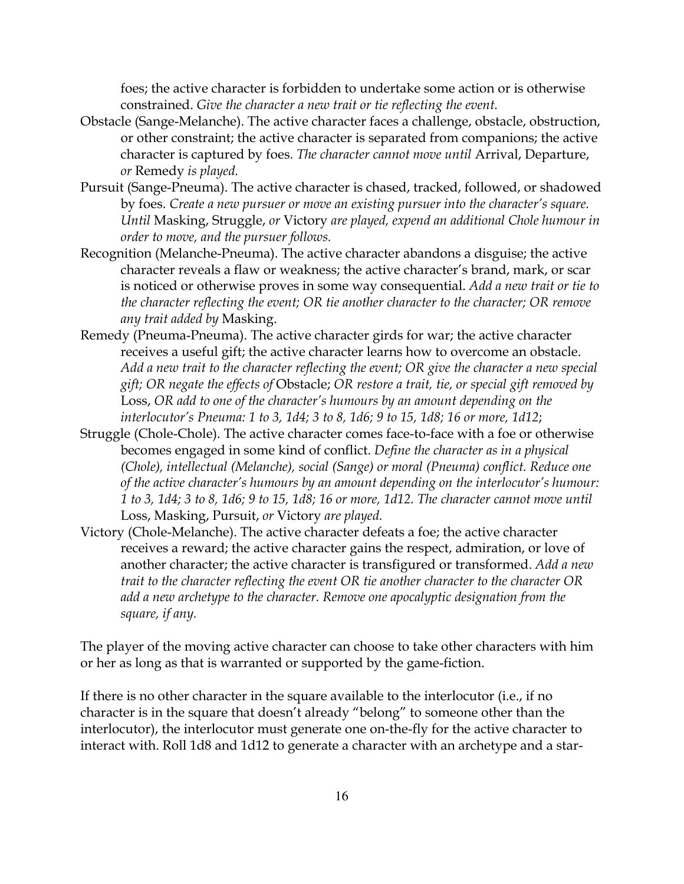foes; the active character is forbidden to undertake some action or is otherwise constrained. *Give the character a new trait or tie reflecting the event.*

Obstacle (Sange-Melanche). The active character faces a challenge, obstacle, obstruction, or other constraint; the active character is separated from companions; the active character is captured by foes. *The character cannot move until* Arrival, Departure, *or* Remedy *is played.*

Pursuit (Sange-Pneuma). The active character is chased, tracked, followed, or shadowed by foes. *Create a new pursuer or move an existing pursuer into the character's square. Until* Masking, Struggle, *or* Victory *are played, expend an additional Chole humour in order to move, and the pursuer follows.*

Recognition (Melanche-Pneuma). The active character abandons a disguise; the active character reveals a flaw or weakness; the active character's brand, mark, or scar is noticed or otherwise proves in some way consequential. *Add a new trait or tie to the character reflecting the event; OR tie another character to the character; OR remove any trait added by* Masking.

Remedy (Pneuma-Pneuma). The active character girds for war; the active character receives a useful gift; the active character learns how to overcome an obstacle. *Add a new trait to the character reflecting the event; OR give the character a new special gift; OR negate the effects of* Obstacle; *OR restore a trait, tie, or special gift removed by* Loss, *OR add to one of the character's humours by an amount depending on the interlocutor's Pneuma: 1 to 3, 1d4; 3 to 8, 1d6; 9 to 15, 1d8; 16 or more, 1d12*;

Struggle (Chole-Chole). The active character comes face-to-face with a foe or otherwise becomes engaged in some kind of conflict. *Define the character as in a physical (Chole), intellectual (Melanche), social (Sange) or moral (Pneuma) conflict. Reduce one of the active character's humours by an amount depending on the interlocutor's humour: 1 to 3, 1d4; 3 to 8, 1d6; 9 to 15, 1d8; 16 or more, 1d12. The character cannot move until* Loss, Masking, Pursuit, *or* Victory *are played.*

Victory (Chole-Melanche). The active character defeats a foe; the active character receives a reward; the active character gains the respect, admiration, or love of another character; the active character is transfigured or transformed. *Add a new trait to the character reflecting the event OR tie another character to the character OR add a new archetype to the character. Remove one apocalyptic designation from the square, if any.*

The player of the moving active character can choose to take other characters with him or her as long as that is warranted or supported by the game-fiction.

If there is no other character in the square available to the interlocutor (i.e., if no character is in the square that doesn't already "belong" to someone other than the interlocutor), the interlocutor must generate one on-the-fly for the active character to interact with. Roll 1d8 and 1d12 to generate a character with an archetype and a star-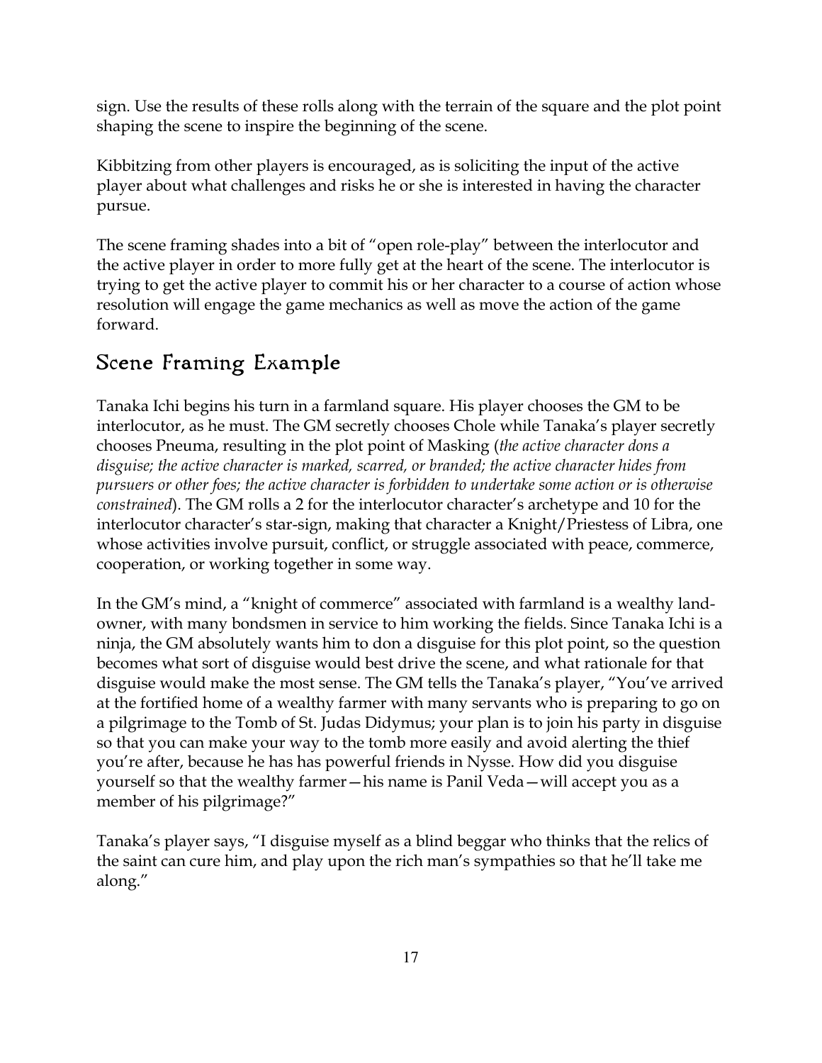sign. Use the results of these rolls along with the terrain of the square and the plot point shaping the scene to inspire the beginning of the scene.

Kibbitzing from other players is encouraged, as is soliciting the input of the active player about what challenges and risks he or she is interested in having the character pursue.

The scene framing shades into a bit of "open role-play" between the interlocutor and the active player in order to more fully get at the heart of the scene. The interlocutor is trying to get the active player to commit his or her character to a course of action whose resolution will engage the game mechanics as well as move the action of the game forward.

## Scene Framing Example

Tanaka Ichi begins his turn in a farmland square. His player chooses the GM to be interlocutor, as he must. The GM secretly chooses Chole while Tanaka's player secretly chooses Pneuma, resulting in the plot point of Masking (*the active character dons a disguise; the active character is marked, scarred, or branded; the active character hides from pursuers or other foes; the active character is forbidden to undertake some action or is otherwise constrained*). The GM rolls a 2 for the interlocutor character's archetype and 10 for the interlocutor character's star-sign, making that character a Knight/Priestess of Libra, one whose activities involve pursuit, conflict, or struggle associated with peace, commerce, cooperation, or working together in some way.

In the GM's mind, a "knight of commerce" associated with farmland is a wealthy land-owner, with many bondsmen in service to him working the fields. Since Tanaka Ichi is a ninja, the GM absolutely wants him to don a disguise for this plot point, so the question becomes what sort of disguise would best drive the scene, and what rationale for that disguise would make the most sense. The GM tells the Tanaka's player, "You've arrived at the fortified home of a wealthy farmer with many servants who is preparing to go on a pilgrimage to the Tomb of St. Judas Didymus; your plan is to join his party in disguise so that you can make your way to the tomb more easily and avoid alerting the thief you're after, because he has has powerful friends in Nysse. How did you disguise yourself so that the wealthy farmer—his name is Panil Veda—will accept you as a member of his pilgrimage?"

Tanaka's player says, "I disguise myself as a blind beggar who thinks that the relics of the saint can cure him, and play upon the rich man's sympathies so that he'll take me along."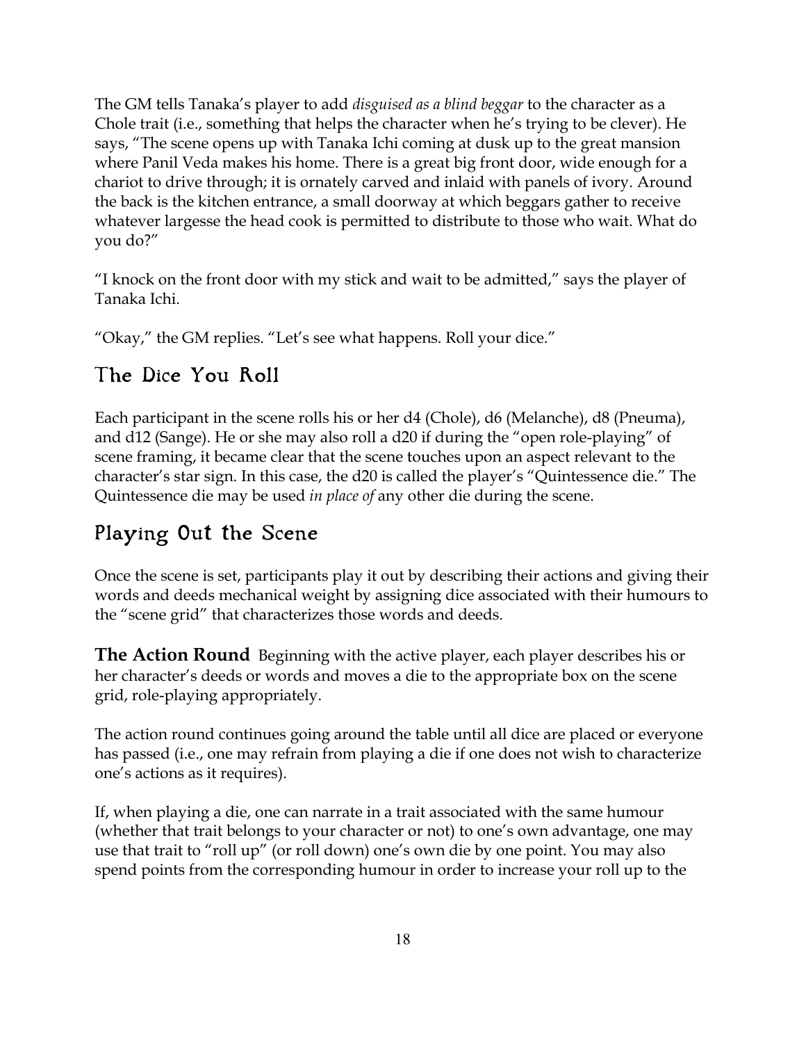The GM tells Tanaka's player to add *disguised as a blind beggar* to the character as a Chole trait (i.e., something that helps the character when he's trying to be clever). He says, "The scene opens up with Tanaka Ichi coming at dusk up to the great mansion where Panil Veda makes his home. There is a great big front door, wide enough for a chariot to drive through; it is ornately carved and inlaid with panels of ivory. Around the back is the kitchen entrance, a small doorway at which beggars gather to receive whatever largesse the head cook is permitted to distribute to those who wait. What do you do?"

"I knock on the front door with my stick and wait to be admitted," says the player of Tanaka Ichi.

"Okay," the GM replies. "Let's see what happens. Roll your dice."

## The Dice You Roll

Each participant in the scene rolls his or her d4 (Chole), d6 (Melanche), d8 (Pneuma), and d12 (Sange). He or she may also roll a d20 if during the "open role-playing" of scene framing, it became clear that the scene touches upon an aspect relevant to the character's star sign. In this case, the d20 is called the player's "Quintessence die." The Quintessence die may be used *in place of* any other die during the scene.

## Playing Out the Scene

Once the scene is set, participants play it out by describing their actions and giving their words and deeds mechanical weight by assigning dice associated with their humours to the "scene grid" that characterizes those words and deeds.

**The Action Round** Beginning with the active player, each player describes his or her character's deeds or words and moves a die to the appropriate box on the scene grid, role-playing appropriately.

The action round continues going around the table until all dice are placed or everyone has passed (i.e., one may refrain from playing a die if one does not wish to characterize one's actions as it requires).

If, when playing a die, one can narrate in a trait associated with the same humour (whether that trait belongs to your character or not) to one's own advantage, one may use that trait to "roll up" (or roll down) one's own die by one point. You may also spend points from the corresponding humour in order to increase your roll up to the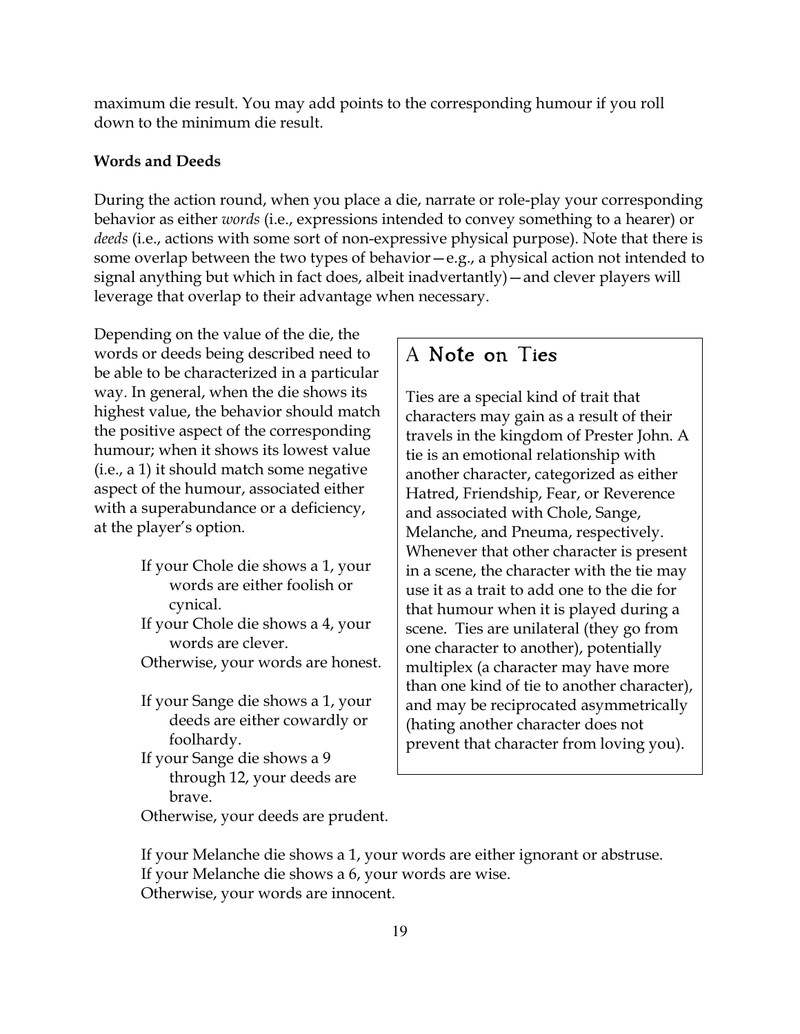maximum die result. You may add points to the corresponding humour if you roll down to the minimum die result.

**Words and Deeds**

During the action round, when you place a die, narrate or role-play your corresponding behavior as either *words* (i.e., expressions intended to convey something to a hearer) or *deeds* (i.e., actions with some sort of non-expressive physical purpose). Note that there is some overlap between the two types of behavior—e.g., a physical action not intended to signal anything but which in fact does, albeit inadvertantly)—and clever players will leverage that overlap to their advantage when necessary.

Depending on the value of the die, the words or deeds being described need to be able to be characterized in a particular way. In general, when the die shows its highest value, the behavior should match the positive aspect of the corresponding humour; when it shows its lowest value (i.e., a 1) it should match some negative aspect of the humour, associated either with a superabundance or a deficiency, at the player's option.

If your Chole die shows a 1, your words are either foolish or cynical.
If your Chole die shows a 4, your words are clever.
Otherwise, your words are honest.

If your Sange die shows a 1, your deeds are either cowardly or foolhardy.
If your Sange die shows a 9 through 12, your deeds are brave.
Otherwise, your deeds are prudent.

If your Melanche die shows a 1, your words are either ignorant or abstruse.
If your Melanche die shows a 6, your words are wise.
Otherwise, your words are innocent.

## A Note on Ties

Ties are a special kind of trait that characters may gain as a result of their travels in the kingdom of Prester John. A tie is an emotional relationship with another character, categorized as either Hatred, Friendship, Fear, or Reverence and associated with Chole, Sange, Melanche, and Pneuma, respectively. Whenever that other character is present in a scene, the character with the tie may use it as a trait to add one to the die for that humour when it is played during a scene. Ties are unilateral (they go from one character to another), potentially multiplex (a character may have more than one kind of tie to another character), and may be reciprocated asymmetrically (hating another character does not prevent that character from loving you).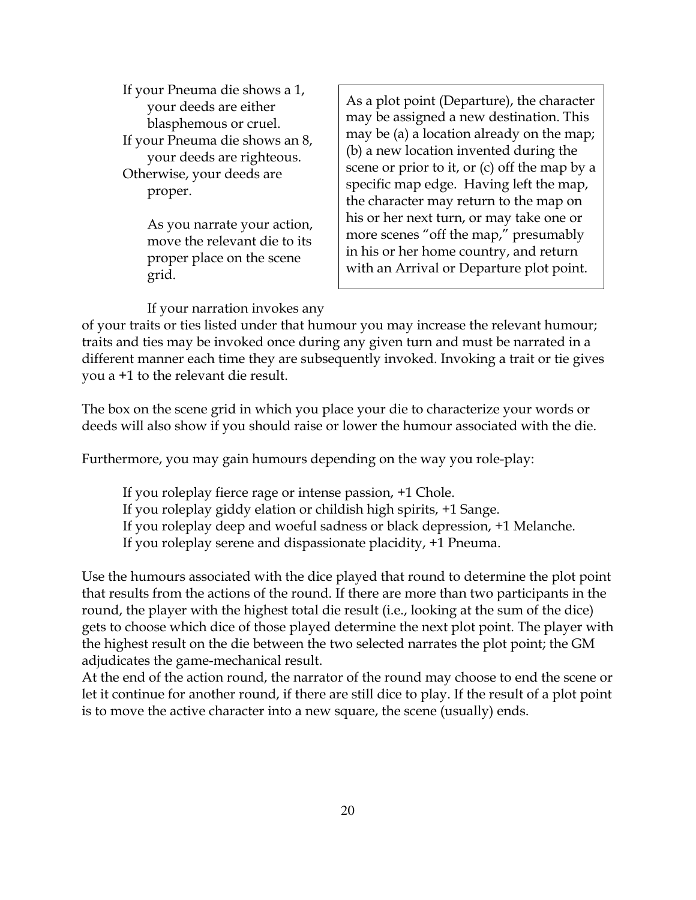If your Pneuma die shows a 1, your deeds are either blasphemous or cruel.
If your Pneuma die shows an 8, your deeds are righteous.
Otherwise, your deeds are proper.

As you narrate your action, move the relevant die to its proper place on the scene grid.

> As a plot point (Departure), the character may be assigned a new destination. This may be (a) a location already on the map; (b) a new location invented during the scene or prior to it, or (c) off the map by a specific map edge. Having left the map, the character may return to the map on his or her next turn, or may take one or more scenes "off the map," presumably in his or her home country, and return with an Arrival or Departure plot point.

If your narration invokes any of your traits or ties listed under that humour you may increase the relevant humour; traits and ties may be invoked once during any given turn and must be narrated in a different manner each time they are subsequently invoked. Invoking a trait or tie gives you a +1 to the relevant die result.

The box on the scene grid in which you place your die to characterize your words or deeds will also show if you should raise or lower the humour associated with the die.

Furthermore, you may gain humours depending on the way you role-play:

If you roleplay fierce rage or intense passion, +1 Chole.
If you roleplay giddy elation or childish high spirits, +1 Sange.
If you roleplay deep and woeful sadness or black depression, +1 Melanche.
If you roleplay serene and dispassionate placidity, +1 Pneuma.

Use the humours associated with the dice played that round to determine the plot point that results from the actions of the round. If there are more than two participants in the round, the player with the highest total die result (i.e., looking at the sum of the dice) gets to choose which dice of those played determine the next plot point. The player with the highest result on the die between the two selected narrates the plot point; the GM adjudicates the game-mechanical result.

At the end of the action round, the narrator of the round may choose to end the scene or let it continue for another round, if there are still dice to play. If the result of a plot point is to move the active character into a new square, the scene (usually) ends.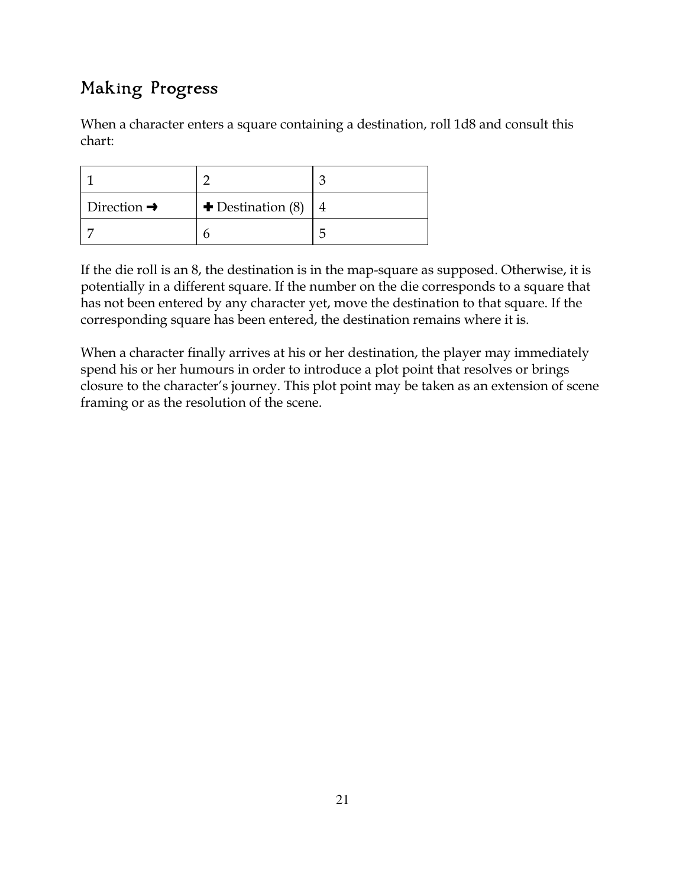## Making Progress

When a character enters a square containing a destination, roll 1d8 and consult this chart:

| 1 | 2 | 3 |
|---|---|---|
| Direction ➜ | ✚ Destination (8) | 4 |
| 7 | 6 | 5 |

If the die roll is an 8, the destination is in the map-square as supposed. Otherwise, it is potentially in a different square. If the number on the die corresponds to a square that has not been entered by any character yet, move the destination to that square. If the corresponding square has been entered, the destination remains where it is.

When a character finally arrives at his or her destination, the player may immediately spend his or her humours in order to introduce a plot point that resolves or brings closure to the character's journey. This plot point may be taken as an extension of scene framing or as the resolution of the scene.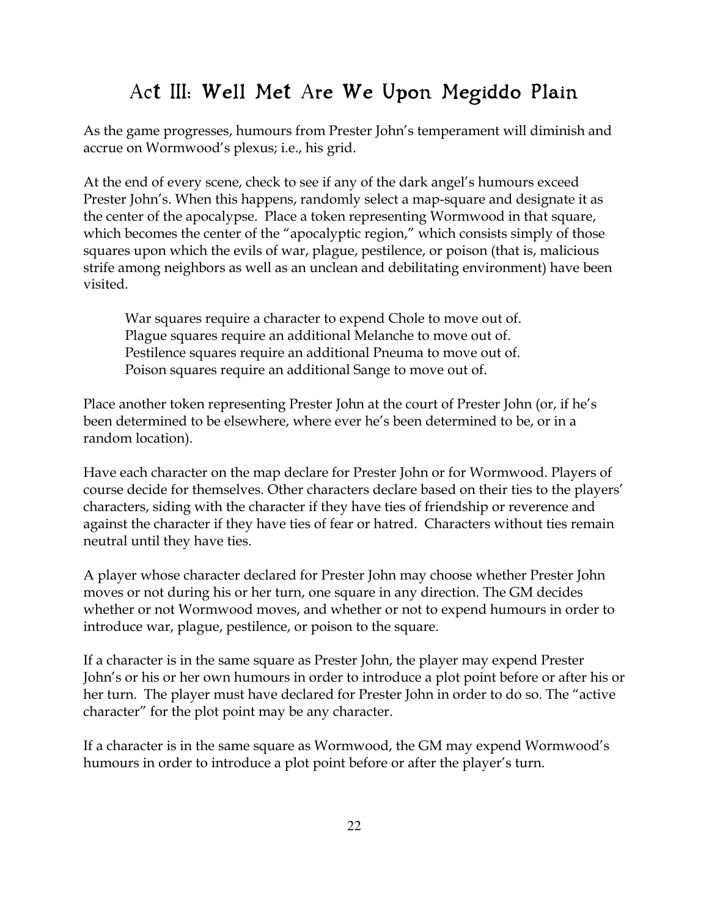# Act III: Well Met Are We Upon Megiddo Plain

As the game progresses, humours from Prester John's temperament will diminish and accrue on Wormwood's plexus; i.e., his grid.

At the end of every scene, check to see if any of the dark angel's humours exceed Prester John's. When this happens, randomly select a map-square and designate it as the center of the apocalypse. Place a token representing Wormwood in that square, which becomes the center of the "apocalyptic region," which consists simply of those squares upon which the evils of war, plague, pestilence, or poison (that is, malicious strife among neighbors as well as an unclean and debilitating environment) have been visited.

> War squares require a character to expend Chole to move out of.
> Plague squares require an additional Melanche to move out of.
> Pestilence squares require an additional Pneuma to move out of.
> Poison squares require an additional Sange to move out of.

Place another token representing Prester John at the court of Prester John (or, if he's been determined to be elsewhere, where ever he's been determined to be, or in a random location).

Have each character on the map declare for Prester John or for Wormwood. Players of course decide for themselves. Other characters declare based on their ties to the players' characters, siding with the character if they have ties of friendship or reverence and against the character if they have ties of fear or hatred. Characters without ties remain neutral until they have ties.

A player whose character declared for Prester John may choose whether Prester John moves or not during his or her turn, one square in any direction. The GM decides whether or not Wormwood moves, and whether or not to expend humours in order to introduce war, plague, pestilence, or poison to the square.

If a character is in the same square as Prester John, the player may expend Prester John's or his or her own humours in order to introduce a plot point before or after his or her turn. The player must have declared for Prester John in order to do so. The "active character" for the plot point may be any character.

If a character is in the same square as Wormwood, the GM may expend Wormwood's humours in order to introduce a plot point before or after the player's turn.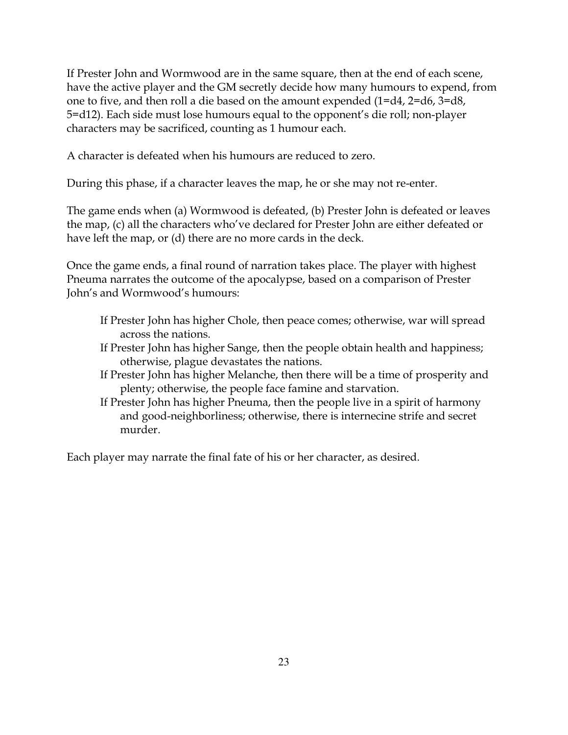If Prester John and Wormwood are in the same square, then at the end of each scene, have the active player and the GM secretly decide how many humours to expend, from one to five, and then roll a die based on the amount expended (1=d4, 2=d6, 3=d8, 5=d12). Each side must lose humours equal to the opponent's die roll; non-player characters may be sacrificed, counting as 1 humour each.

A character is defeated when his humours are reduced to zero.

During this phase, if a character leaves the map, he or she may not re-enter.

The game ends when (a) Wormwood is defeated, (b) Prester John is defeated or leaves the map, (c) all the characters who've declared for Prester John are either defeated or have left the map, or (d) there are no more cards in the deck.

Once the game ends, a final round of narration takes place. The player with highest Pneuma narrates the outcome of the apocalypse, based on a comparison of Prester John's and Wormwood's humours:

- If Prester John has higher Chole, then peace comes; otherwise, war will spread across the nations.
- If Prester John has higher Sange, then the people obtain health and happiness; otherwise, plague devastates the nations.
- If Prester John has higher Melanche, then there will be a time of prosperity and plenty; otherwise, the people face famine and starvation.
- If Prester John has higher Pneuma, then the people live in a spirit of harmony and good-neighborliness; otherwise, there is internecine strife and secret murder.

Each player may narrate the final fate of his or her character, as desired.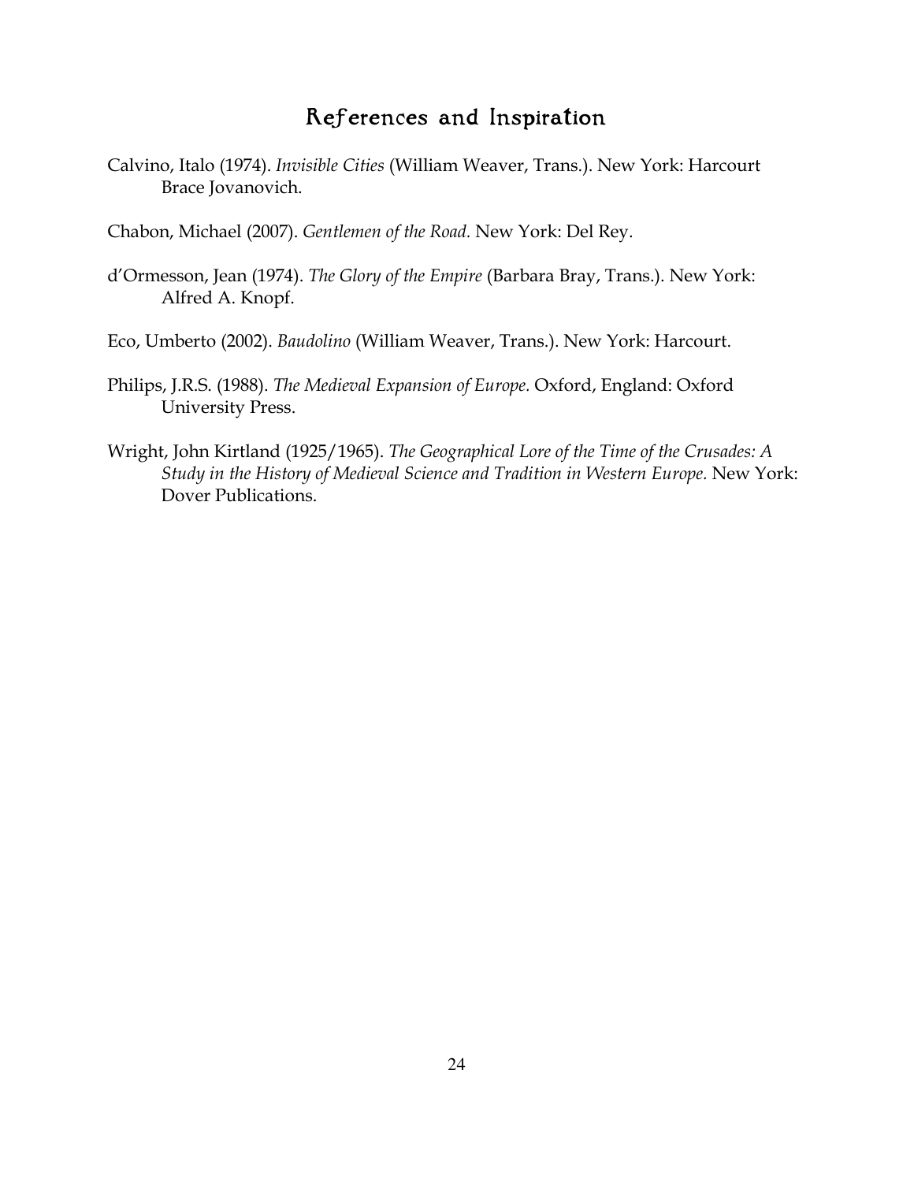# References and Inspiration

Calvino, Italo (1974). *Invisible Cities* (William Weaver, Trans.). New York: Harcourt Brace Jovanovich.

Chabon, Michael (2007). *Gentlemen of the Road.* New York: Del Rey.

d'Ormesson, Jean (1974). *The Glory of the Empire* (Barbara Bray, Trans.). New York: Alfred A. Knopf.

Eco, Umberto (2002). *Baudolino* (William Weaver, Trans.). New York: Harcourt.

Philips, J.R.S. (1988). *The Medieval Expansion of Europe.* Oxford, England: Oxford University Press.

Wright, John Kirtland (1925/1965). *The Geographical Lore of the Time of the Crusades: A Study in the History of Medieval Science and Tradition in Western Europe.* New York: Dover Publications.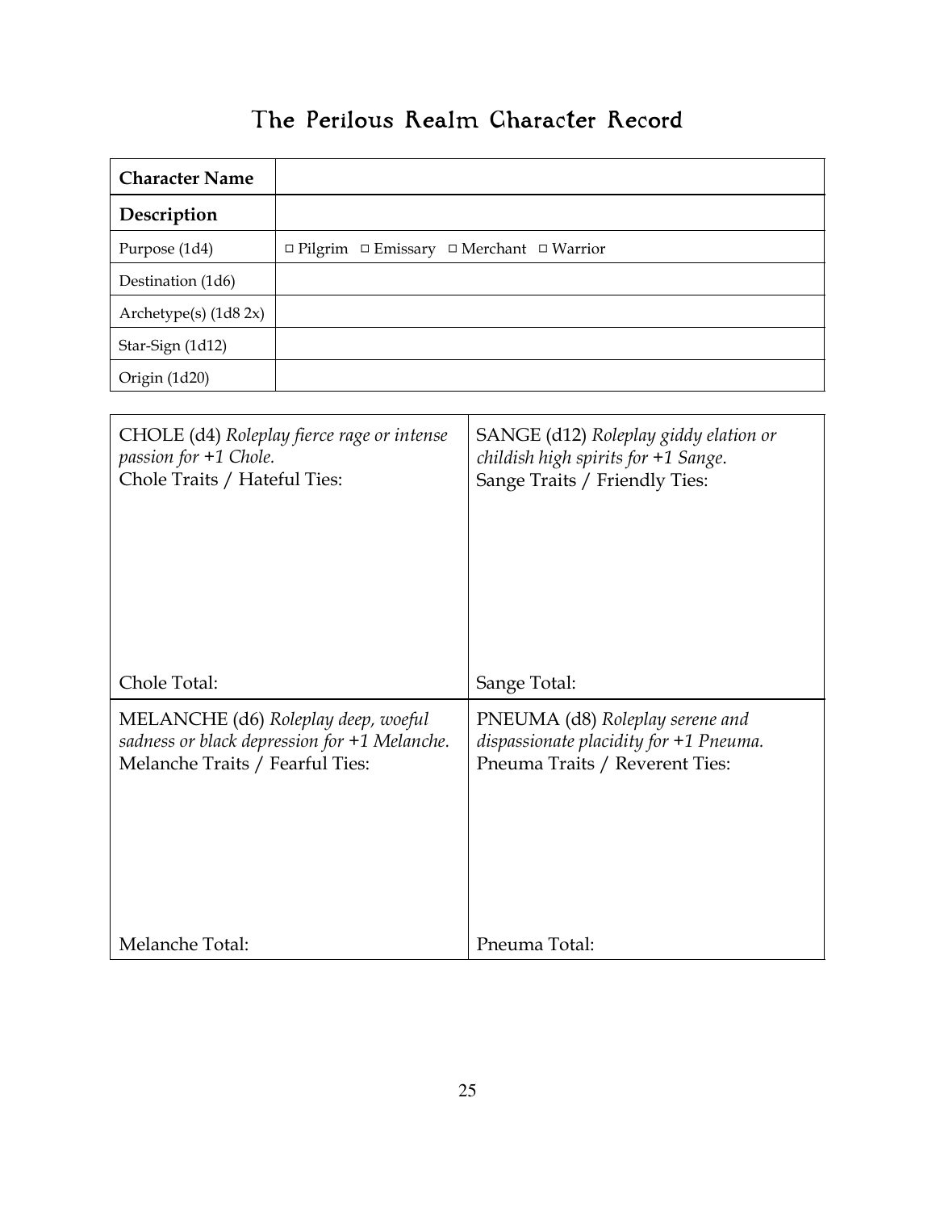# The Perilous Realm Character Record

| **Character Name** | |
|---|---|
| **Description** | |
| Purpose (1d4) | □ Pilgrim □ Emissary □ Merchant □ Warrior |
| Destination (1d6) | |
| Archetype(s) (1d8 2x) | |
| Star-Sign (1d12) | |
| Origin (1d20) | |

| CHOLE (d4) *Roleplay fierce rage or intense passion for +1 Chole.* Chole Traits / Hateful Ties: | SANGE (d12) *Roleplay giddy elation or childish high spirits for +1 Sange.* Sange Traits / Friendly Ties: |
|---|---|
| Chole Total: | Sange Total: |
| MELANCHE (d6) *Roleplay deep, woeful sadness or black depression for +1 Melanche.* Melanche Traits / Fearful Ties: | PNEUMA (d8) *Roleplay serene and dispassionate placidity for +1 Pneuma.* Pneuma Traits / Reverent Ties: |
| Melanche Total: | Pneuma Total: |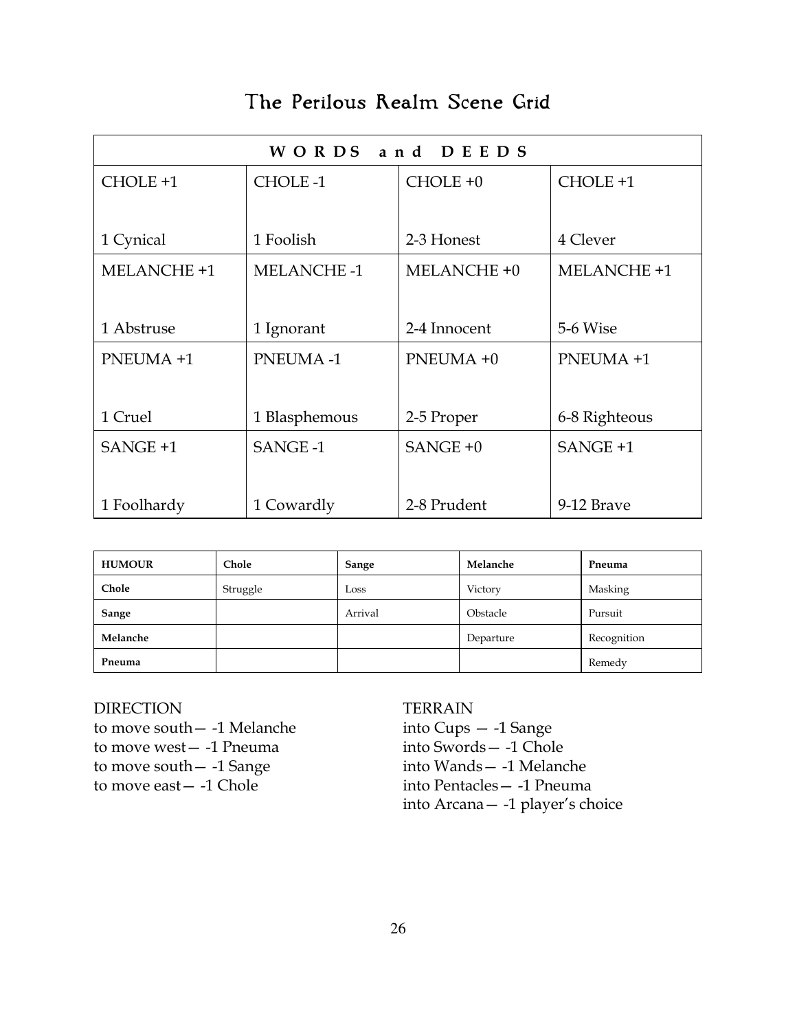# The Perilous Realm Scene Grid

| WORDS and DEEDS | | | |
|---|---|---|---|
| CHOLE +1<br><br>1 Cynical | CHOLE -1<br><br>1 Foolish | CHOLE +0<br><br>2-3 Honest | CHOLE +1<br><br>4 Clever |
| MELANCHE +1<br><br>1 Abstruse | MELANCHE -1<br><br>1 Ignorant | MELANCHE +0<br><br>2-4 Innocent | MELANCHE +1<br><br>5-6 Wise |
| PNEUMA +1<br><br>1 Cruel | PNEUMA -1<br><br>1 Blasphemous | PNEUMA +0<br><br>2-5 Proper | PNEUMA +1<br><br>6-8 Righteous |
| SANGE +1<br><br>1 Foolhardy | SANGE -1<br><br>1 Cowardly | SANGE +0<br><br>2-8 Prudent | SANGE +1<br><br>9-12 Brave |

| HUMOUR | Chole | Sange | Melanche | Pneuma |
|---|---|---|---|---|
| **Chole** | Struggle | Loss | Victory | Masking |
| **Sange** | | Arrival | Obstacle | Pursuit |
| **Melanche** | | | Departure | Recognition |
| **Pneuma** | | | | Remedy |

DIRECTION
to move south— -1 Melanche
to move west— -1 Pneuma
to move south— -1 Sange
to move east— -1 Chole

TERRAIN
into Cups — -1 Sange
into Swords— -1 Chole
into Wands— -1 Melanche
into Pentacles— -1 Pneuma
into Arcana— -1 player's choice